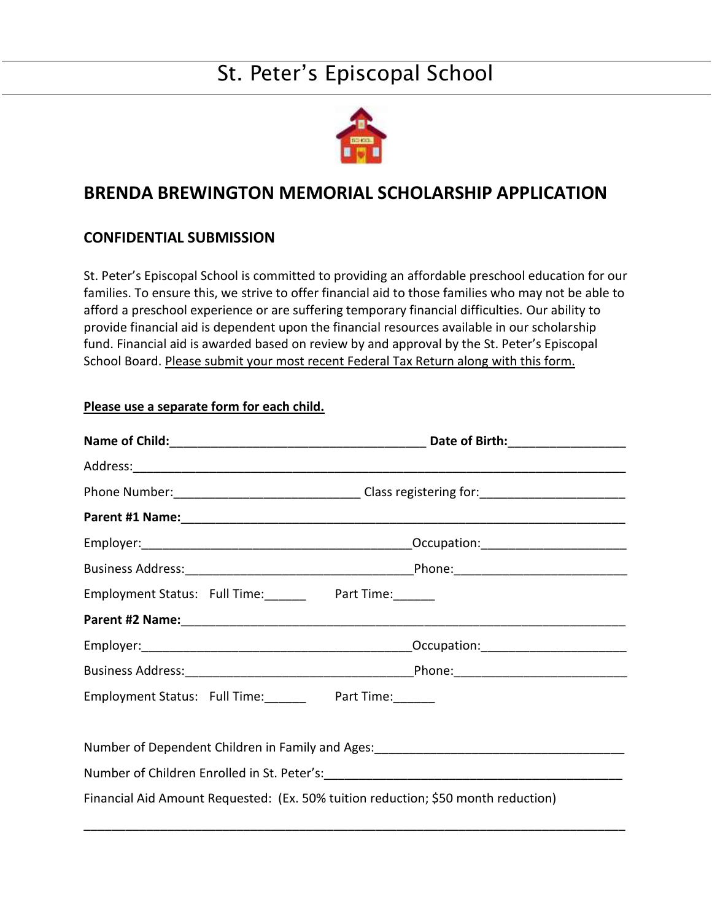# St. Peter's Episcopal School

## BRENDA BREWINGTON MEMORIAL SCHOLARSHIP APPLICATION

### CONFIDENTIAL SUBMISSION

St. Peter's Episcopal School is committed to providing an affordable preschool education for our families. To ensure this, we strive to offer financial aid to those families who may not be able to afford a preschool experience or are suffering temporary financial difficulties. Our ability to provide financial aid is dependent upon the financial resources available in our scholarship fund. Financial aid is awarded based on review by and approval by the St. Peter's Episcopal School Board. <u>Please submit your most recent Federal Tax Return along with this form.</u>

**<u>Please use a separate form for each child.</u>**

**Name of Child:**_____________________________________ **Date of Birth:**________________

Address:___________________________________________________________________________

Phone Number:___________________________ Class registering for:_____________________

**Parent #1 Name:**___________________________________________________________________

Employer:________________________________________Occupation:_____________________

Business Address:__________________________________Phone:_________________________

Employment Status: Full Time:______ Part Time:______

**Parent #2 Name:**___________________________________________________________________

Employer:________________________________________Occupation:_____________________

Business Address:__________________________________Phone:_________________________

Employment Status: Full Time:______ Part Time:______

Number of Dependent Children in Family and Ages:____________________________________

Number of Children Enrolled in St. Peter's:____________________________________________

Financial Aid Amount Requested: (Ex. 50% tuition reduction; $50 month reduction)

_______________________________________________________________________________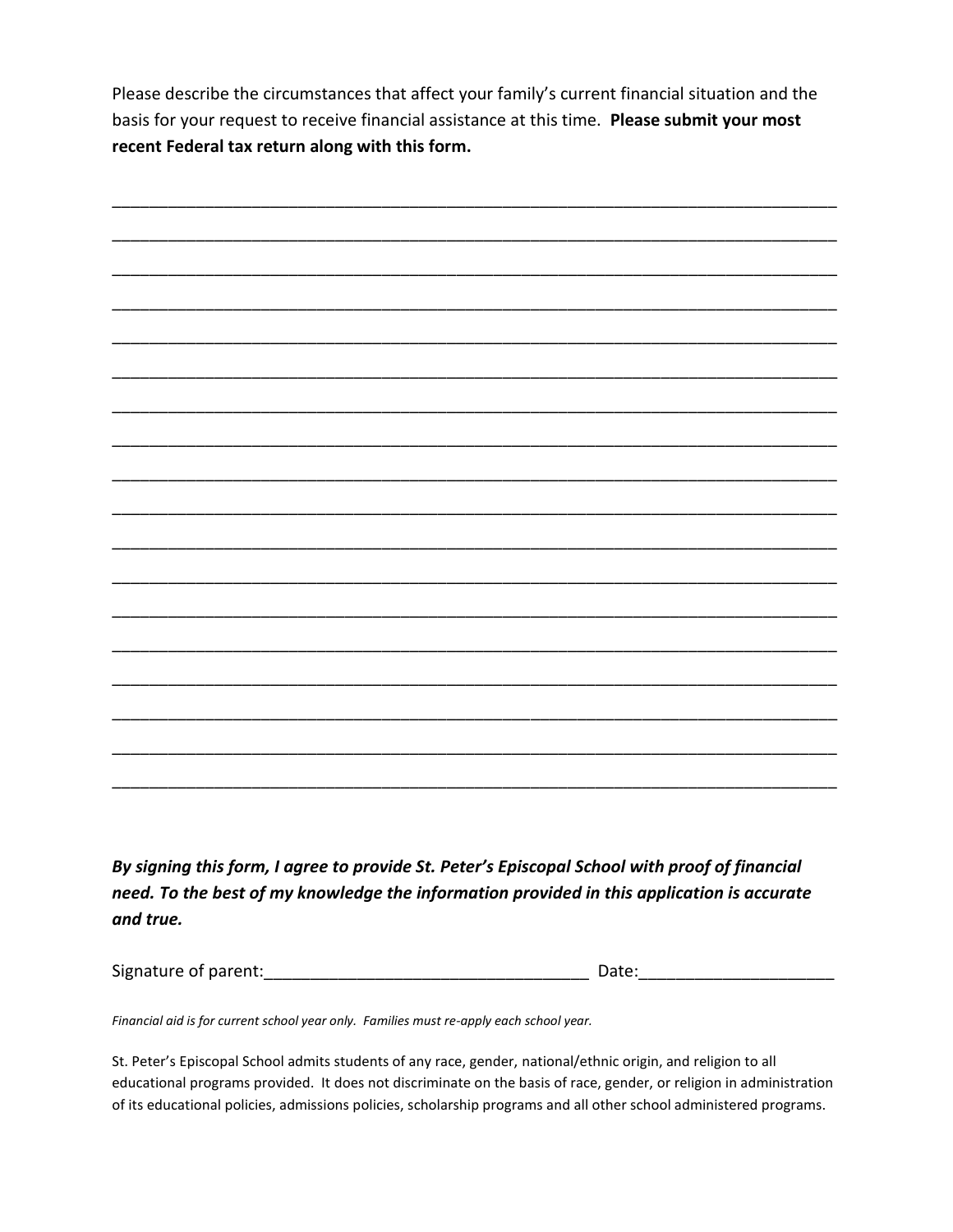Please describe the circumstances that affect your family's current financial situation and the basis for your request to receive financial assistance at this time. **Please submit your most recent Federal tax return along with this form.**

_______________________________________________________________________________

_______________________________________________________________________________

_______________________________________________________________________________

_______________________________________________________________________________

_______________________________________________________________________________

_______________________________________________________________________________

_______________________________________________________________________________

_______________________________________________________________________________

_______________________________________________________________________________

_______________________________________________________________________________

_______________________________________________________________________________

_______________________________________________________________________________

_______________________________________________________________________________

_______________________________________________________________________________

_______________________________________________________________________________

_______________________________________________________________________________

_______________________________________________________________________________

_______________________________________________________________________________

***By signing this form, I agree to provide St. Peter's Episcopal School with proof of financial need. To the best of my knowledge the information provided in this application is accurate and true.***

Signature of parent:__________________________________ Date:____________________

*Financial aid is for current school year only. Families must re-apply each school year.*

St. Peter's Episcopal School admits students of any race, gender, national/ethnic origin, and religion to all educational programs provided. It does not discriminate on the basis of race, gender, or religion in administration of its educational policies, admissions policies, scholarship programs and all other school administered programs.